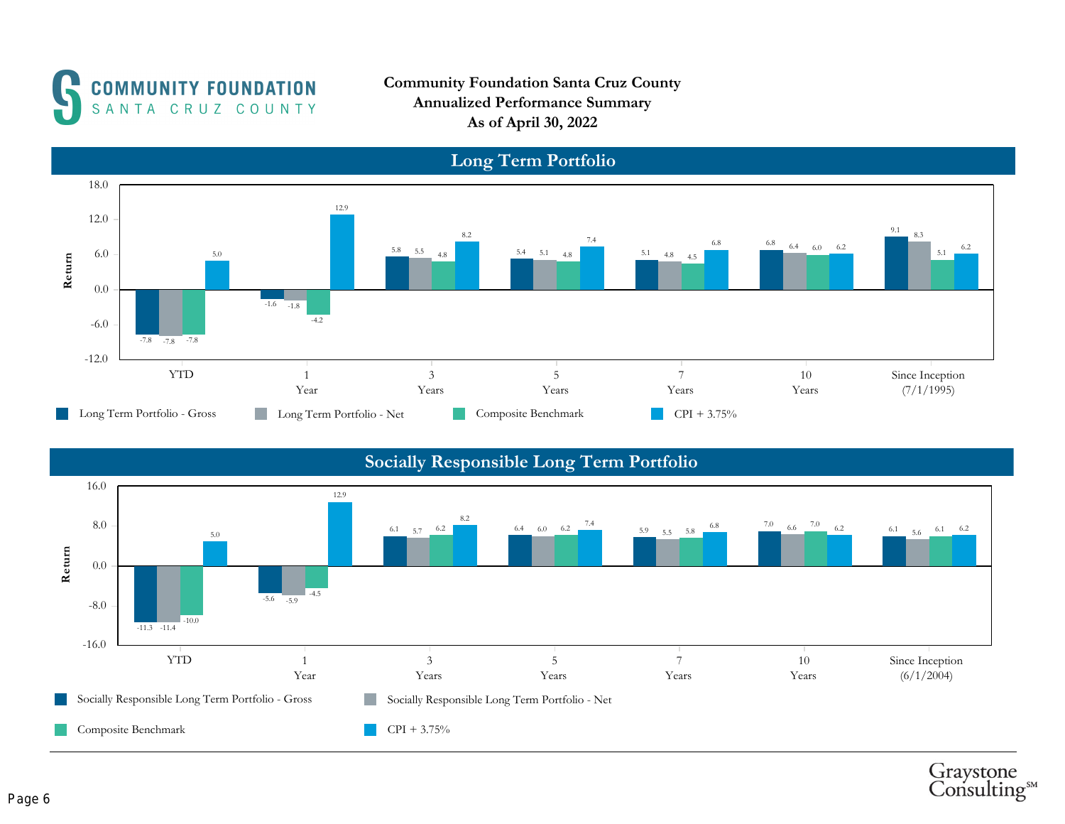# Community Foundation Santa Cruz County

**Community Foundation Santa Cruz County**
**Annualized Performance Summary**
**As of April 30, 2022**

## Long Term Portfolio

| Period | Long Term Portfolio - Gross | Long Term Portfolio - Net | Composite Benchmark | CPI + 3.75% |
|---|---|---|---|---|
| YTD | -7.8 | -7.8 | -7.8 | 5.0 |
| 1 Year | -1.6 | -1.8 | -4.2 | 12.9 |
| 3 Years | 5.8 | 5.5 | 4.8 | 8.2 |
| 5 Years | 5.4 | 5.1 | 4.8 | 7.4 |
| 7 Years | 5.1 | 4.8 | 4.5 | 6.8 |
| 10 Years | 6.8 | 6.4 | 6.0 | 6.2 |
| Since Inception (7/1/1995) | 9.1 | 8.3 | 5.1 | 6.2 |

## Socially Responsible Long Term Portfolio

| Period | Socially Responsible Long Term Portfolio - Gross | Socially Responsible Long Term Portfolio - Net | Composite Benchmark | CPI + 3.75% |
|---|---|---|---|---|
| YTD | -11.3 | -11.4 | -10.0 | 5.0 |
| 1 Year | -5.6 | -5.9 | -4.5 | 12.9 |
| 3 Years | 6.1 | 5.7 | 6.2 | 8.2 |
| 5 Years | 6.4 | 6.0 | 6.2 | 7.4 |
| 7 Years | 5.9 | 5.5 | 5.8 | 6.8 |
| 10 Years | 7.0 | 6.6 | 7.0 | 6.2 |
| Since Inception (6/1/2004) | 6.1 | 5.6 | 6.1 | 6.2 |

Graystone Consulting℠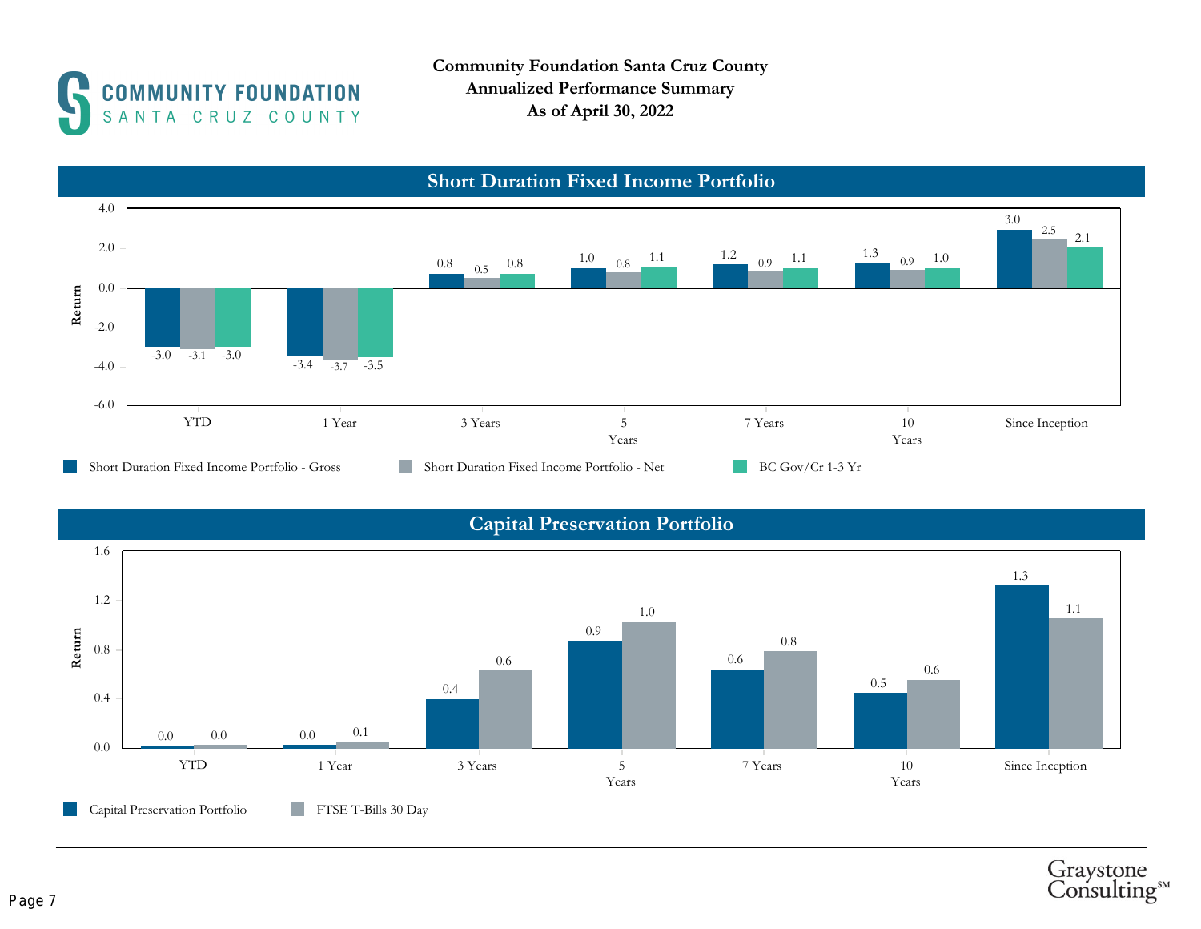COMMUNITY FOUNDATION
SANTA CRUZ COUNTY

# Community Foundation Santa Cruz County
# Annualized Performance Summary
# As of April 30, 2022

## Short Duration Fixed Income Portfolio

4.0
2.0
0.0
-2.0
-4.0
-6.0

Return

YTD: -3.0, -3.1, -3.0
1 Year: -3.4, -3.7, -3.5
3 Years: 0.8, 0.5, 0.8
5 Years: 1.0, 0.8, 1.1
7 Years: 1.2, 0.9, 1.1
10 Years: 1.3, 0.9, 1.0
Since Inception: 3.0, 2.5, 2.1

Short Duration Fixed Income Portfolio - Gross
Short Duration Fixed Income Portfolio - Net
BC Gov/Cr 1-3 Yr

## Capital Preservation Portfolio

1.6
1.2
0.8
0.4
0.0

Return

YTD: 0.0, 0.0
1 Year: 0.0, 0.1
3 Years: 0.4, 0.6
5 Years: 0.9, 1.0
7 Years: 0.6, 0.8
10 Years: 0.5, 0.6
Since Inception: 1.3, 1.1

Capital Preservation Portfolio
FTSE T-Bills 30 Day

Graystone Consulting℠